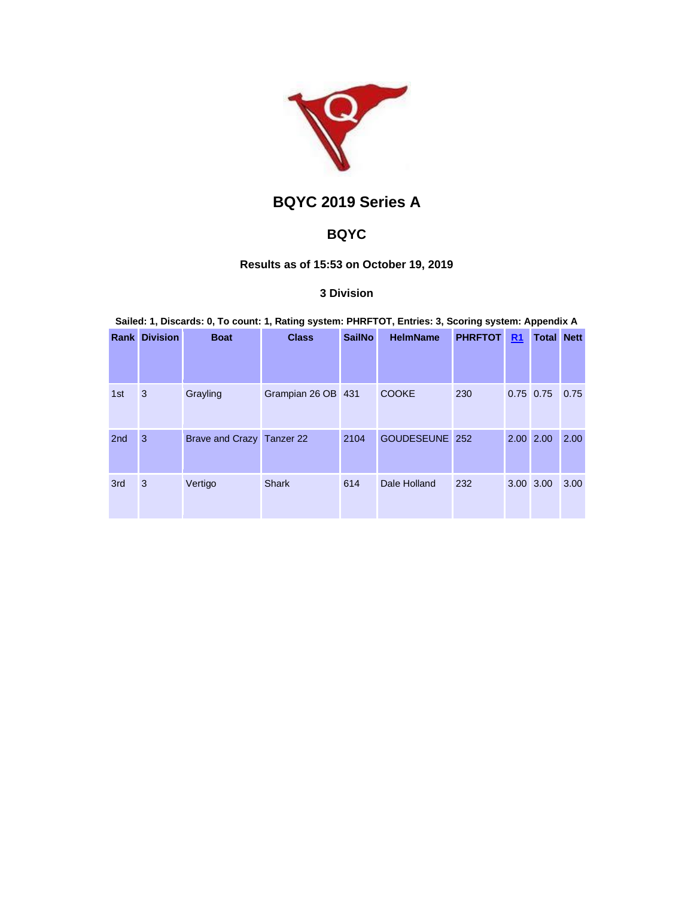# BQYC 2019 Series A

## BQYC

### Results as of 15:53 on October 19, 2019

### 3 Division

**Sailed: 1, Discards: 0, To count: 1, Rating system: PHRFTOT, Entries: 3, Scoring system: Appendix A**

| Rank | Division | Boat | Class | SailNo | HelmName | PHRFTOT | R1 | Total | Nett |
|---|---|---|---|---|---|---|---|---|---|
| 1st | 3 | Grayling | Grampian 26 OB | 431 | COOKE | 230 | 0.75 | 0.75 | 0.75 |
| 2nd | 3 | Brave and Crazy | Tanzer 22 | 2104 | GOUDESEUNE | 252 | 2.00 | 2.00 | 2.00 |
| 3rd | 3 | Vertigo | Shark | 614 | Dale Holland | 232 | 3.00 | 3.00 | 3.00 |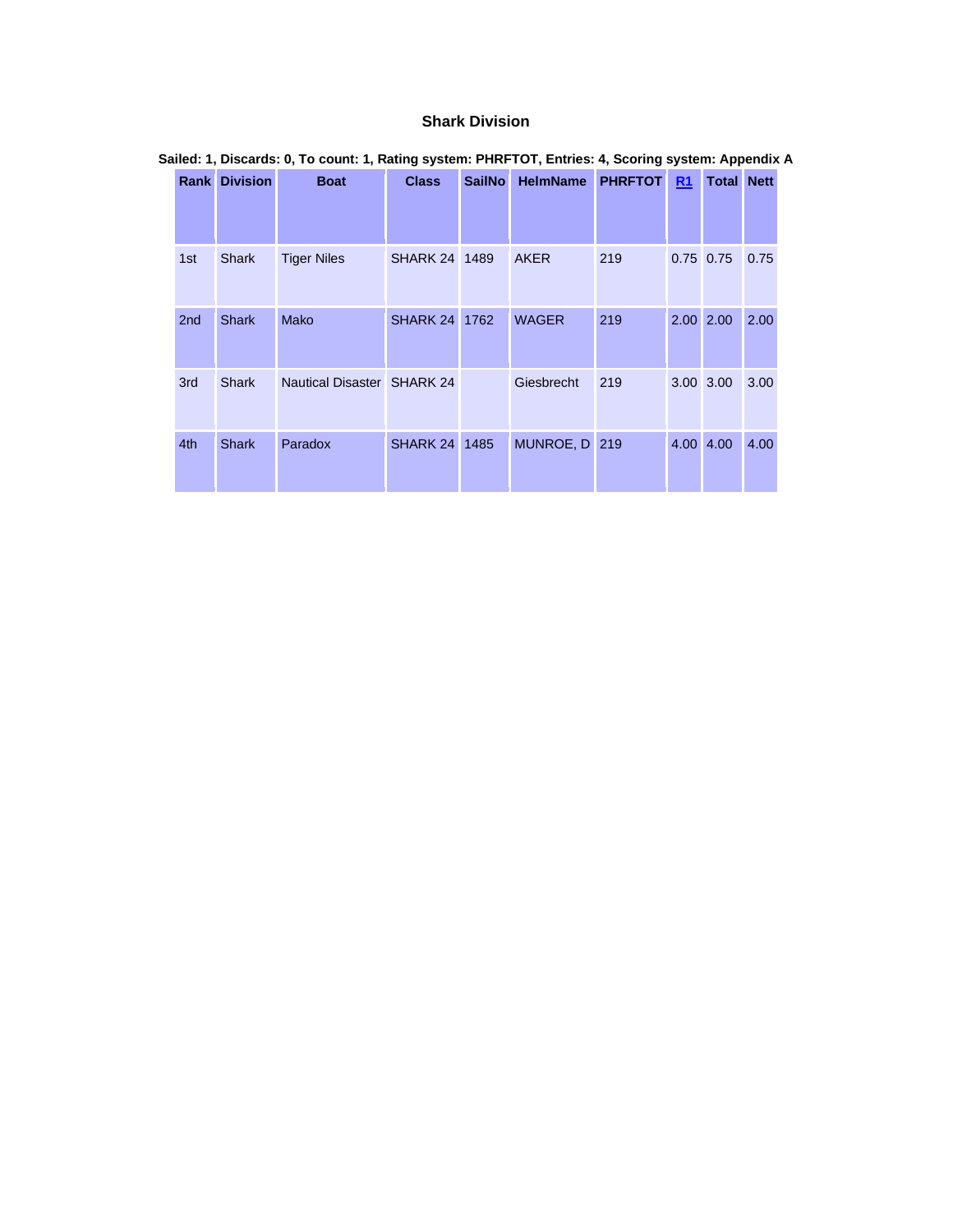### Shark Division

**Sailed: 1, Discards: 0, To count: 1, Rating system: PHRFTOT, Entries: 4, Scoring system: Appendix A**

| Rank | Division | Boat | Class | SailNo | HelmName | PHRFTOT | R1 | Total | Nett |
|---|---|---|---|---|---|---|---|---|---|
| 1st | Shark | Tiger Niles | SHARK 24 | 1489 | AKER | 219 | 0.75 | 0.75 | 0.75 |
| 2nd | Shark | Mako | SHARK 24 | 1762 | WAGER | 219 | 2.00 | 2.00 | 2.00 |
| 3rd | Shark | Nautical Disaster | SHARK 24 | | Giesbrecht | 219 | 3.00 | 3.00 | 3.00 |
| 4th | Shark | Paradox | SHARK 24 | 1485 | MUNROE, D | 219 | 4.00 | 4.00 | 4.00 |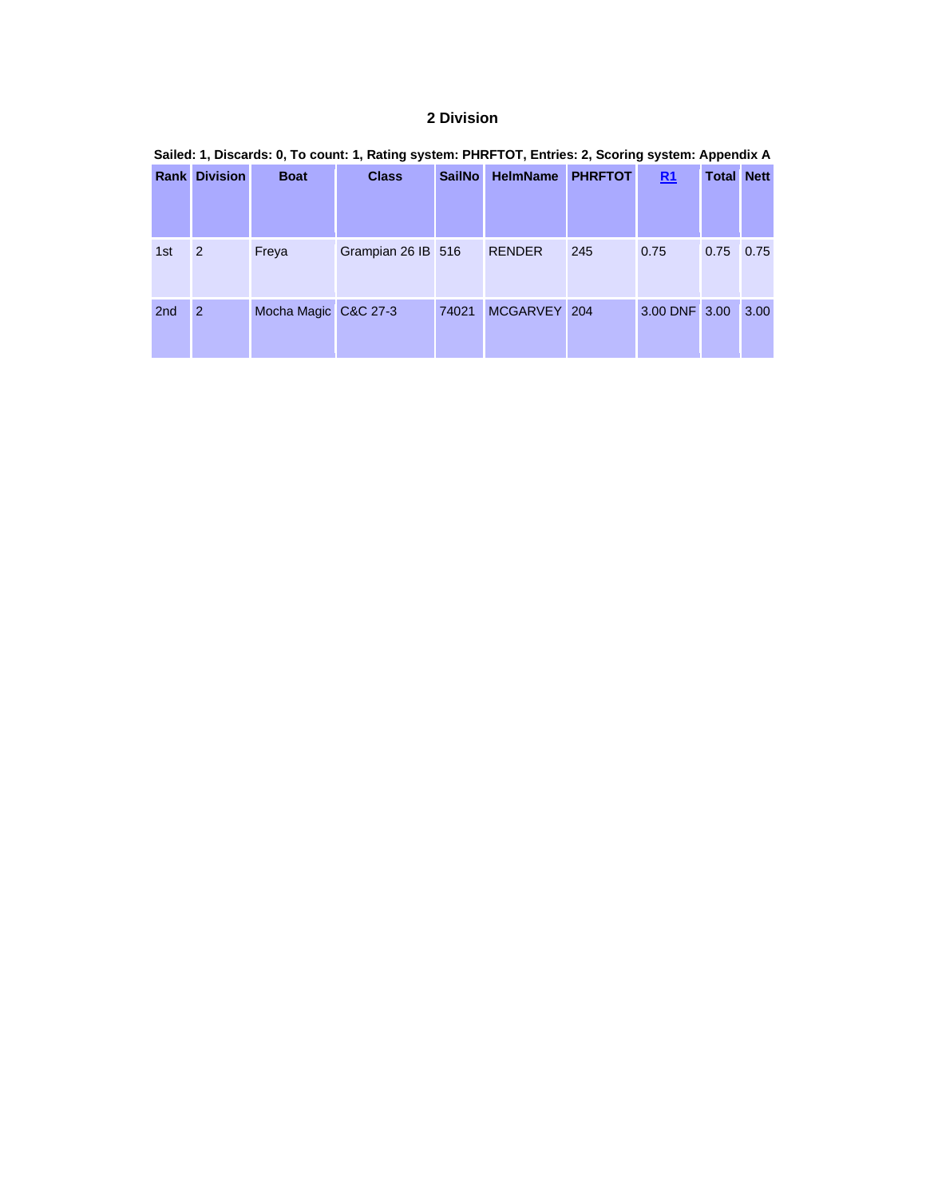## 2 Division

**Sailed: 1, Discards: 0, To count: 1, Rating system: PHRFTOT, Entries: 2, Scoring system: Appendix A**

| Rank | Division | Boat | Class | SailNo | HelmName | PHRFTOT | R1 | Total | Nett |
|---|---|---|---|---|---|---|---|---|---|
| 1st | 2 | Freya | Grampian 26 IB | 516 | RENDER | 245 | 0.75 | 0.75 | 0.75 |
| 2nd | 2 | Mocha Magic | C&C 27-3 | 74021 | MCGARVEY | 204 | 3.00 DNF | 3.00 | 3.00 |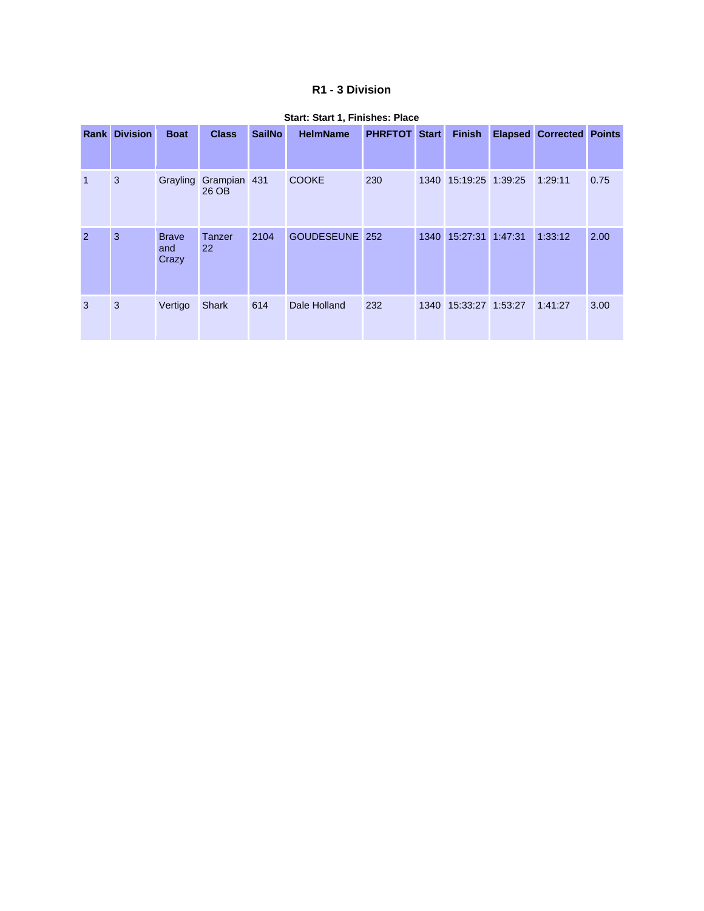# R1 - 3 Division

**Start: Start 1, Finishes: Place**

| Rank | Division | Boat | Class | SailNo | HelmName | PHRFTOT | Start | Finish | Elapsed | Corrected | Points |
|---|---|---|---|---|---|---|---|---|---|---|---|
| 1 | 3 | Grayling | Grampian 26 OB | 431 | COOKE | 230 | 1340 | 15:19:25 | 1:39:25 | 1:29:11 | 0.75 |
| 2 | 3 | Brave and Crazy | Tanzer 22 | 2104 | GOUDESEUNE | 252 | 1340 | 15:27:31 | 1:47:31 | 1:33:12 | 2.00 |
| 3 | 3 | Vertigo | Shark | 614 | Dale Holland | 232 | 1340 | 15:33:27 | 1:53:27 | 1:41:27 | 3.00 |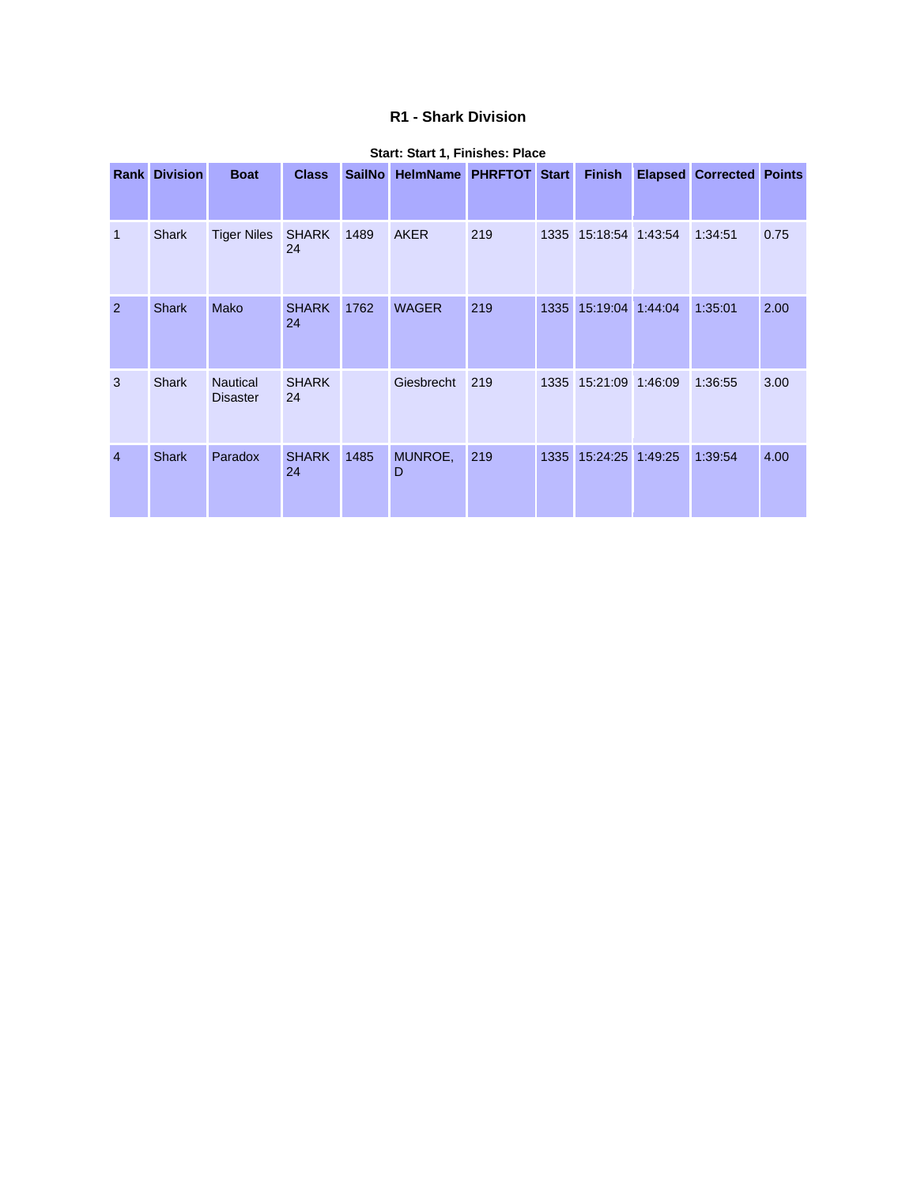# R1 - Shark Division

**Start: Start 1, Finishes: Place**

| Rank | Division | Boat | Class | SailNo | HelmName | PHRFTOT | Start | Finish | Elapsed | Corrected | Points |
|---|---|---|---|---|---|---|---|---|---|---|---|
| 1 | Shark | Tiger Niles | SHARK 24 | 1489 | AKER | 219 | 1335 | 15:18:54 | 1:43:54 | 1:34:51 | 0.75 |
| 2 | Shark | Mako | SHARK 24 | 1762 | WAGER | 219 | 1335 | 15:19:04 | 1:44:04 | 1:35:01 | 2.00 |
| 3 | Shark | Nautical Disaster | SHARK 24 | | Giesbrecht | 219 | 1335 | 15:21:09 | 1:46:09 | 1:36:55 | 3.00 |
| 4 | Shark | Paradox | SHARK 24 | 1485 | MUNROE, D | 219 | 1335 | 15:24:25 | 1:49:25 | 1:39:54 | 4.00 |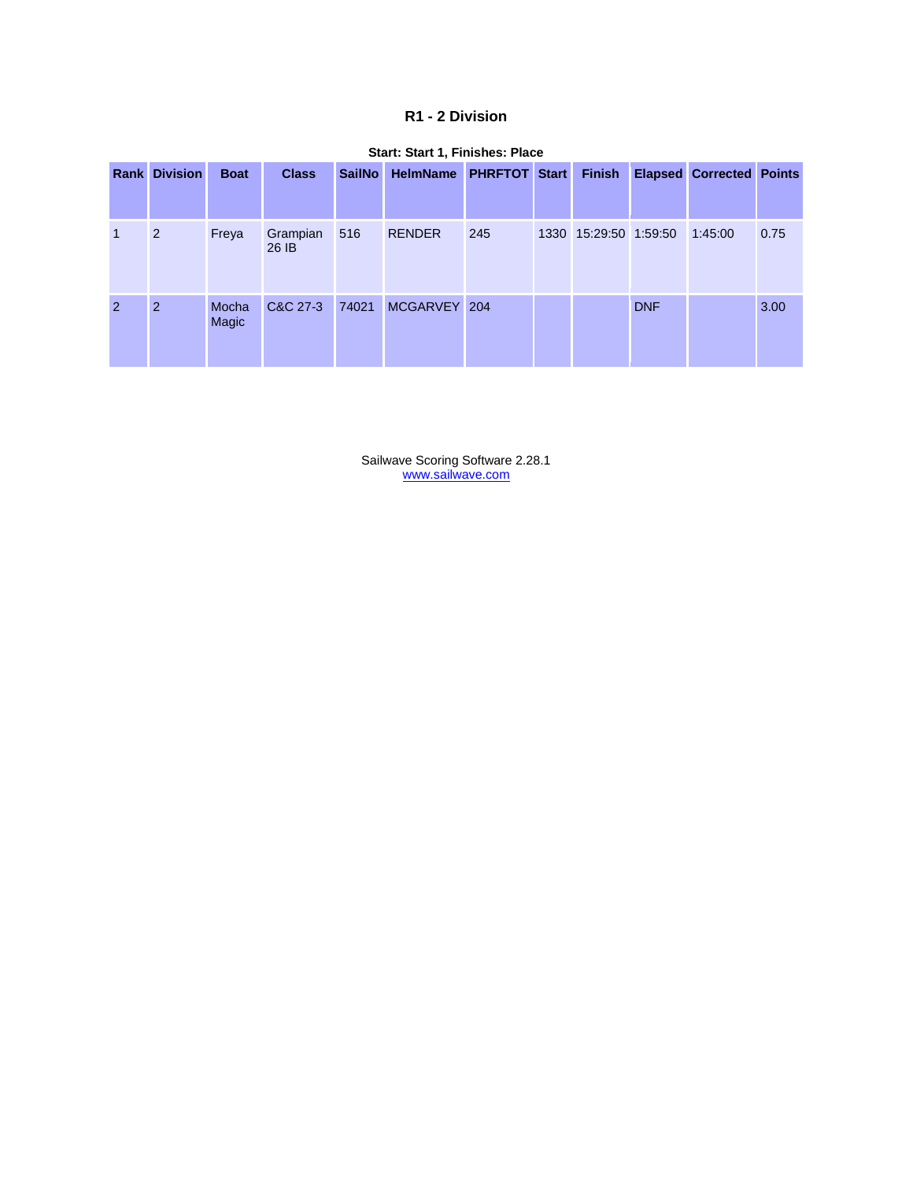### R1 - 2 Division

**Start: Start 1, Finishes: Place**

| Rank | Division | Boat | Class | SailNo | HelmName | PHRFTOT | Start | Finish | Elapsed | Corrected | Points |
|---|---|---|---|---|---|---|---|---|---|---|---|
| 1 | 2 | Freya | Grampian 26 IB | 516 | RENDER | 245 | 1330 | 15:29:50 | 1:59:50 | 1:45:00 | 0.75 |
| 2 | 2 | Mocha Magic | C&C 27-3 | 74021 | MCGARVEY | 204 | | | DNF | | 3.00 |

Sailwave Scoring Software 2.28.1
www.sailwave.com